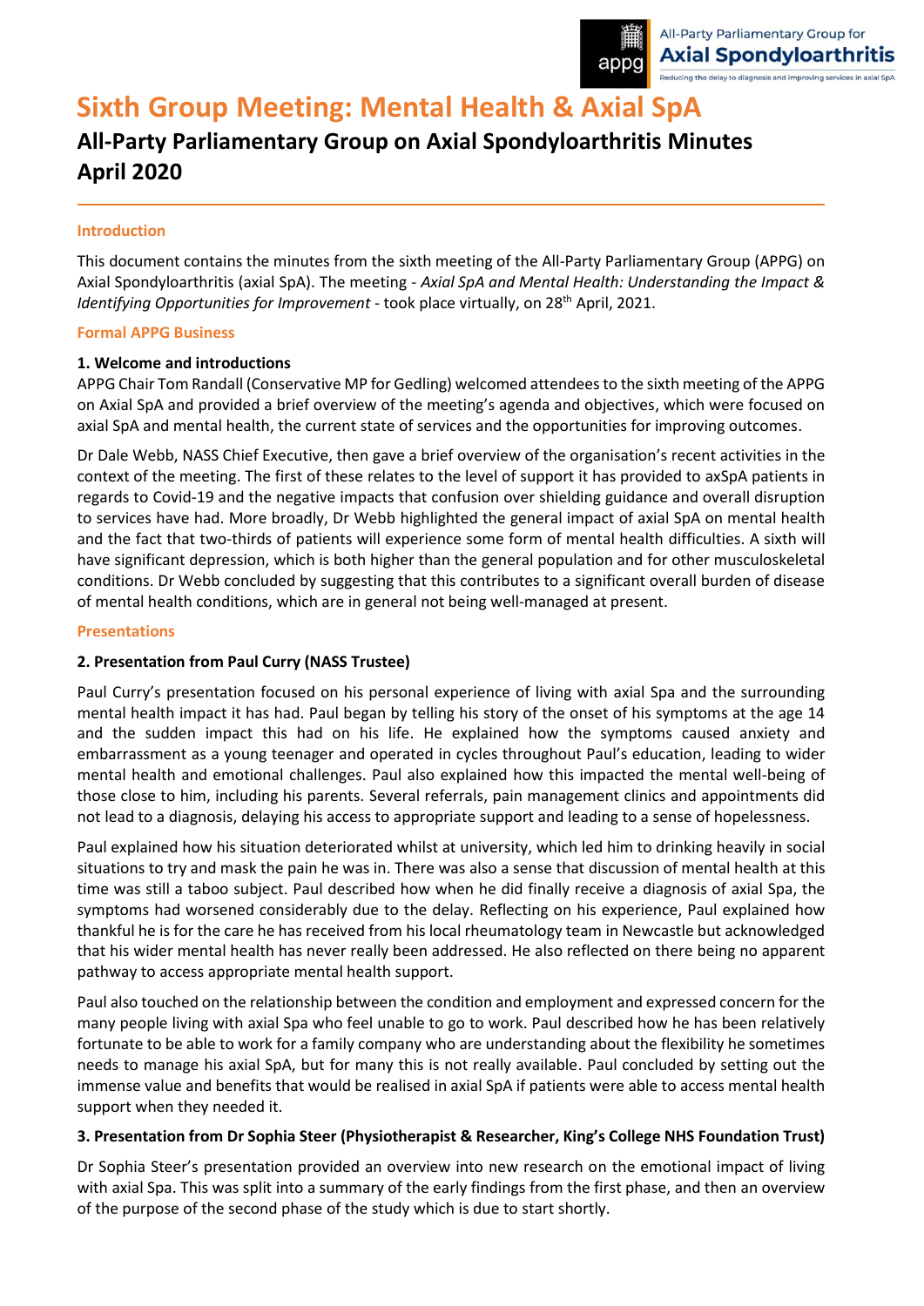# Sixth Group Meeting: Mental Health & Axial SpA

## All-Party Parliamentary Group on Axial Spondyloarthritis Minutes April 2020

### Introduction

This document contains the minutes from the sixth meeting of the All-Party Parliamentary Group (APPG) on Axial Spondyloarthritis (axial SpA). The meeting - *Axial SpA and Mental Health: Understanding the Impact & Identifying Opportunities for Improvement* - took place virtually, on 28th April, 2021.

### Formal APPG Business

**1. Welcome and introductions**

APPG Chair Tom Randall (Conservative MP for Gedling) welcomed attendees to the sixth meeting of the APPG on Axial SpA and provided a brief overview of the meeting's agenda and objectives, which were focused on axial SpA and mental health, the current state of services and the opportunities for improving outcomes.

Dr Dale Webb, NASS Chief Executive, then gave a brief overview of the organisation's recent activities in the context of the meeting. The first of these relates to the level of support it has provided to axSpA patients in regards to Covid-19 and the negative impacts that confusion over shielding guidance and overall disruption to services have had. More broadly, Dr Webb highlighted the general impact of axial SpA on mental health and the fact that two-thirds of patients will experience some form of mental health difficulties. A sixth will have significant depression, which is both higher than the general population and for other musculoskeletal conditions. Dr Webb concluded by suggesting that this contributes to a significant overall burden of disease of mental health conditions, which are in general not being well-managed at present.

### Presentations

**2. Presentation from Paul Curry (NASS Trustee)**

Paul Curry's presentation focused on his personal experience of living with axial Spa and the surrounding mental health impact it has had. Paul began by telling his story of the onset of his symptoms at the age 14 and the sudden impact this had on his life. He explained how the symptoms caused anxiety and embarrassment as a young teenager and operated in cycles throughout Paul's education, leading to wider mental health and emotional challenges. Paul also explained how this impacted the mental well-being of those close to him, including his parents. Several referrals, pain management clinics and appointments did not lead to a diagnosis, delaying his access to appropriate support and leading to a sense of hopelessness.

Paul explained how his situation deteriorated whilst at university, which led him to drinking heavily in social situations to try and mask the pain he was in. There was also a sense that discussion of mental health at this time was still a taboo subject. Paul described how when he did finally receive a diagnosis of axial Spa, the symptoms had worsened considerably due to the delay. Reflecting on his experience, Paul explained how thankful he is for the care he has received from his local rheumatology team in Newcastle but acknowledged that his wider mental health has never really been addressed. He also reflected on there being no apparent pathway to access appropriate mental health support.

Paul also touched on the relationship between the condition and employment and expressed concern for the many people living with axial Spa who feel unable to go to work. Paul described how he has been relatively fortunate to be able to work for a family company who are understanding about the flexibility he sometimes needs to manage his axial SpA, but for many this is not really available. Paul concluded by setting out the immense value and benefits that would be realised in axial SpA if patients were able to access mental health support when they needed it.

**3. Presentation from Dr Sophia Steer (Physiotherapist & Researcher, King's College NHS Foundation Trust)**

Dr Sophia Steer's presentation provided an overview into new research on the emotional impact of living with axial Spa. This was split into a summary of the early findings from the first phase, and then an overview of the purpose of the second phase of the study which is due to start shortly.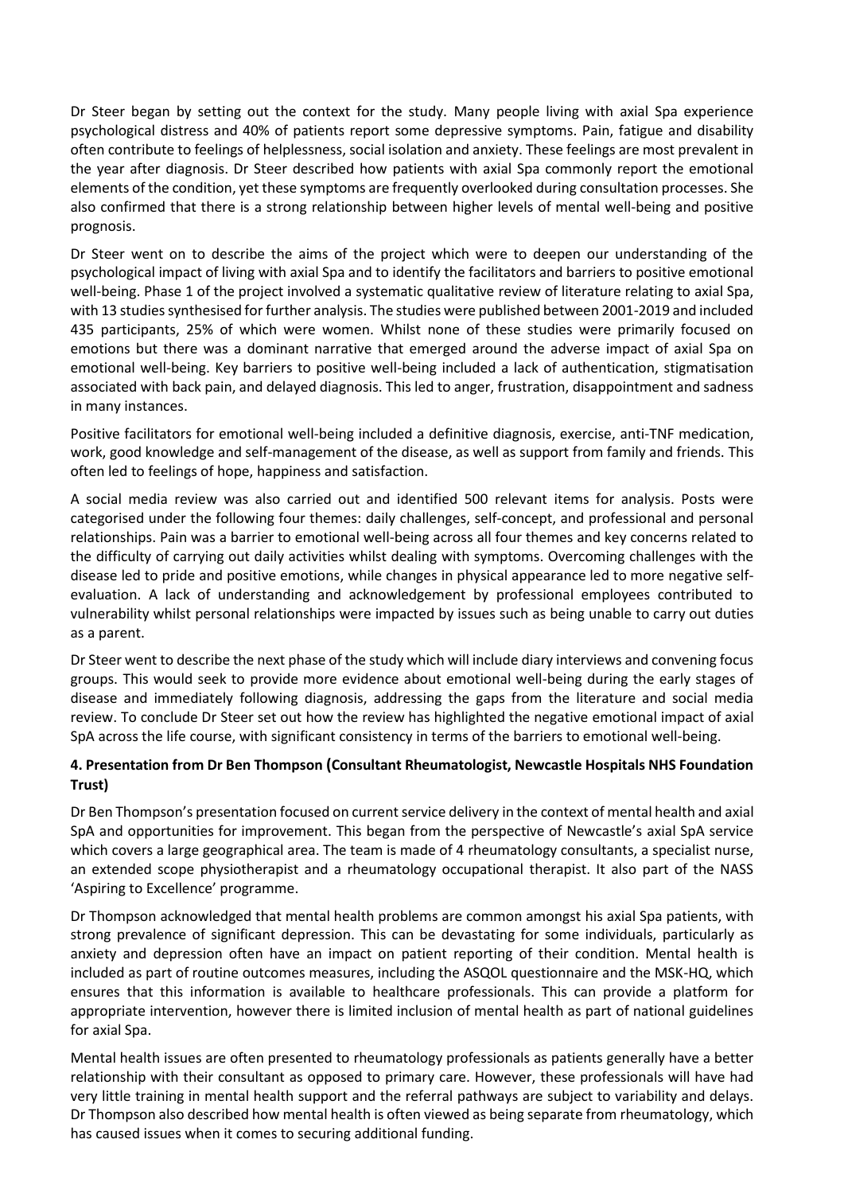Dr Steer began by setting out the context for the study. Many people living with axial Spa experience psychological distress and 40% of patients report some depressive symptoms. Pain, fatigue and disability often contribute to feelings of helplessness, social isolation and anxiety. These feelings are most prevalent in the year after diagnosis. Dr Steer described how patients with axial Spa commonly report the emotional elements of the condition, yet these symptoms are frequently overlooked during consultation processes. She also confirmed that there is a strong relationship between higher levels of mental well-being and positive prognosis.

Dr Steer went on to describe the aims of the project which were to deepen our understanding of the psychological impact of living with axial Spa and to identify the facilitators and barriers to positive emotional well-being. Phase 1 of the project involved a systematic qualitative review of literature relating to axial Spa, with 13 studies synthesised for further analysis. The studies were published between 2001-2019 and included 435 participants, 25% of which were women. Whilst none of these studies were primarily focused on emotions but there was a dominant narrative that emerged around the adverse impact of axial Spa on emotional well-being. Key barriers to positive well-being included a lack of authentication, stigmatisation associated with back pain, and delayed diagnosis. This led to anger, frustration, disappointment and sadness in many instances.

Positive facilitators for emotional well-being included a definitive diagnosis, exercise, anti-TNF medication, work, good knowledge and self-management of the disease, as well as support from family and friends. This often led to feelings of hope, happiness and satisfaction.

A social media review was also carried out and identified 500 relevant items for analysis. Posts were categorised under the following four themes: daily challenges, self-concept, and professional and personal relationships. Pain was a barrier to emotional well-being across all four themes and key concerns related to the difficulty of carrying out daily activities whilst dealing with symptoms. Overcoming challenges with the disease led to pride and positive emotions, while changes in physical appearance led to more negative self-evaluation. A lack of understanding and acknowledgement by professional employees contributed to vulnerability whilst personal relationships were impacted by issues such as being unable to carry out duties as a parent.

Dr Steer went to describe the next phase of the study which will include diary interviews and convening focus groups. This would seek to provide more evidence about emotional well-being during the early stages of disease and immediately following diagnosis, addressing the gaps from the literature and social media review. To conclude Dr Steer set out how the review has highlighted the negative emotional impact of axial SpA across the life course, with significant consistency in terms of the barriers to emotional well-being.

### 4. Presentation from Dr Ben Thompson (Consultant Rheumatologist, Newcastle Hospitals NHS Foundation Trust)

Dr Ben Thompson's presentation focused on current service delivery in the context of mental health and axial SpA and opportunities for improvement. This began from the perspective of Newcastle's axial SpA service which covers a large geographical area. The team is made of 4 rheumatology consultants, a specialist nurse, an extended scope physiotherapist and a rheumatology occupational therapist. It also part of the NASS 'Aspiring to Excellence' programme.

Dr Thompson acknowledged that mental health problems are common amongst his axial Spa patients, with strong prevalence of significant depression. This can be devastating for some individuals, particularly as anxiety and depression often have an impact on patient reporting of their condition. Mental health is included as part of routine outcomes measures, including the ASQOL questionnaire and the MSK-HQ, which ensures that this information is available to healthcare professionals. This can provide a platform for appropriate intervention, however there is limited inclusion of mental health as part of national guidelines for axial Spa.

Mental health issues are often presented to rheumatology professionals as patients generally have a better relationship with their consultant as opposed to primary care. However, these professionals will have had very little training in mental health support and the referral pathways are subject to variability and delays. Dr Thompson also described how mental health is often viewed as being separate from rheumatology, which has caused issues when it comes to securing additional funding.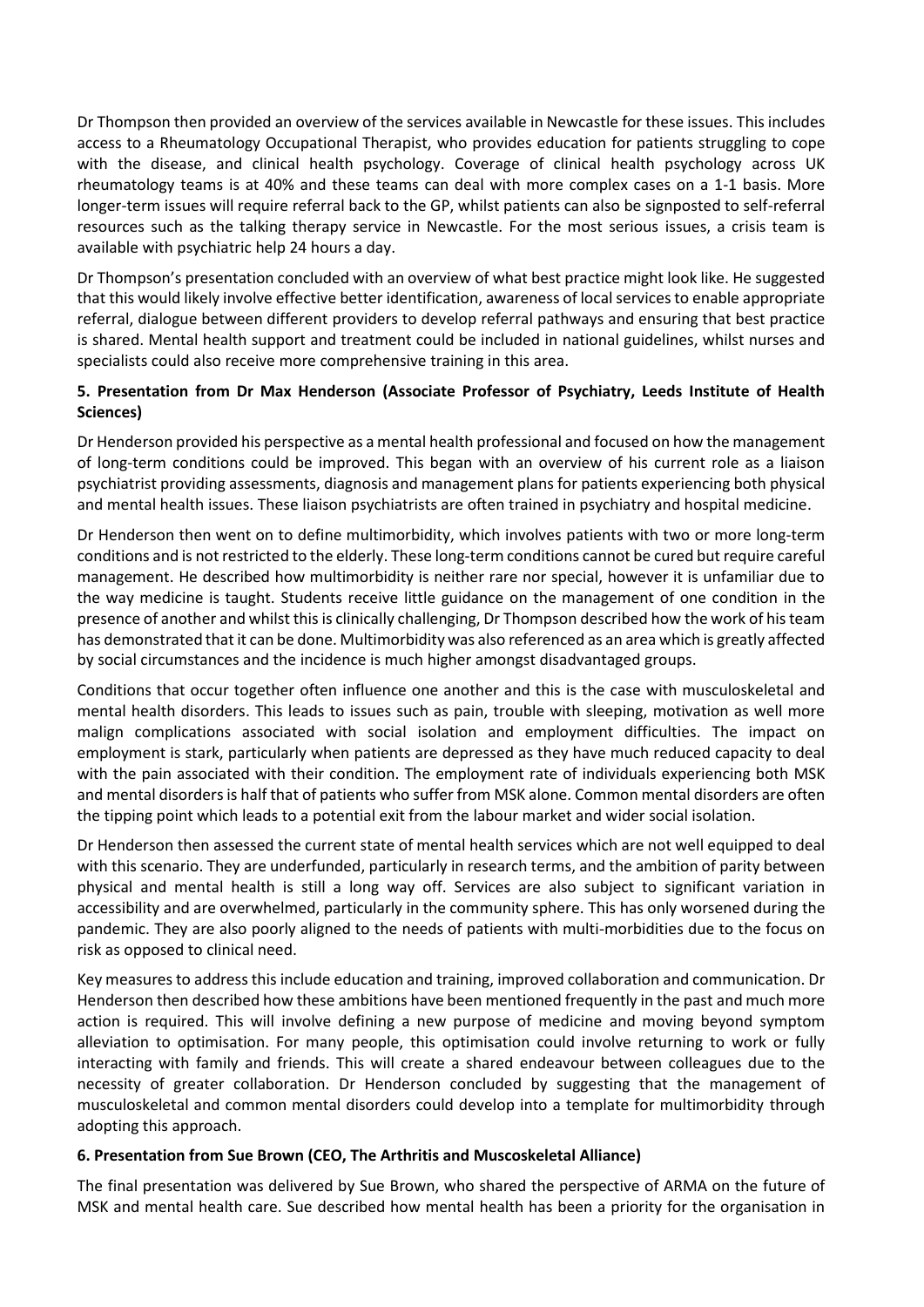Dr Thompson then provided an overview of the services available in Newcastle for these issues. This includes access to a Rheumatology Occupational Therapist, who provides education for patients struggling to cope with the disease, and clinical health psychology. Coverage of clinical health psychology across UK rheumatology teams is at 40% and these teams can deal with more complex cases on a 1-1 basis. More longer-term issues will require referral back to the GP, whilst patients can also be signposted to self-referral resources such as the talking therapy service in Newcastle. For the most serious issues, a crisis team is available with psychiatric help 24 hours a day.

Dr Thompson's presentation concluded with an overview of what best practice might look like. He suggested that this would likely involve effective better identification, awareness of local services to enable appropriate referral, dialogue between different providers to develop referral pathways and ensuring that best practice is shared. Mental health support and treatment could be included in national guidelines, whilst nurses and specialists could also receive more comprehensive training in this area.

### 5. Presentation from Dr Max Henderson (Associate Professor of Psychiatry, Leeds Institute of Health Sciences)

Dr Henderson provided his perspective as a mental health professional and focused on how the management of long-term conditions could be improved. This began with an overview of his current role as a liaison psychiatrist providing assessments, diagnosis and management plans for patients experiencing both physical and mental health issues. These liaison psychiatrists are often trained in psychiatry and hospital medicine.

Dr Henderson then went on to define multimorbidity, which involves patients with two or more long-term conditions and is not restricted to the elderly. These long-term conditions cannot be cured but require careful management. He described how multimorbidity is neither rare nor special, however it is unfamiliar due to the way medicine is taught. Students receive little guidance on the management of one condition in the presence of another and whilst this is clinically challenging, Dr Thompson described how the work of his team has demonstrated that it can be done. Multimorbidity was also referenced as an area which is greatly affected by social circumstances and the incidence is much higher amongst disadvantaged groups.

Conditions that occur together often influence one another and this is the case with musculoskeletal and mental health disorders. This leads to issues such as pain, trouble with sleeping, motivation as well more malign complications associated with social isolation and employment difficulties. The impact on employment is stark, particularly when patients are depressed as they have much reduced capacity to deal with the pain associated with their condition. The employment rate of individuals experiencing both MSK and mental disorders is half that of patients who suffer from MSK alone. Common mental disorders are often the tipping point which leads to a potential exit from the labour market and wider social isolation.

Dr Henderson then assessed the current state of mental health services which are not well equipped to deal with this scenario. They are underfunded, particularly in research terms, and the ambition of parity between physical and mental health is still a long way off. Services are also subject to significant variation in accessibility and are overwhelmed, particularly in the community sphere. This has only worsened during the pandemic. They are also poorly aligned to the needs of patients with multi-morbidities due to the focus on risk as opposed to clinical need.

Key measures to address this include education and training, improved collaboration and communication. Dr Henderson then described how these ambitions have been mentioned frequently in the past and much more action is required. This will involve defining a new purpose of medicine and moving beyond symptom alleviation to optimisation. For many people, this optimisation could involve returning to work or fully interacting with family and friends. This will create a shared endeavour between colleagues due to the necessity of greater collaboration. Dr Henderson concluded by suggesting that the management of musculoskeletal and common mental disorders could develop into a template for multimorbidity through adopting this approach.

### 6. Presentation from Sue Brown (CEO, The Arthritis and Muscoskeletal Alliance)

The final presentation was delivered by Sue Brown, who shared the perspective of ARMA on the future of MSK and mental health care. Sue described how mental health has been a priority for the organisation in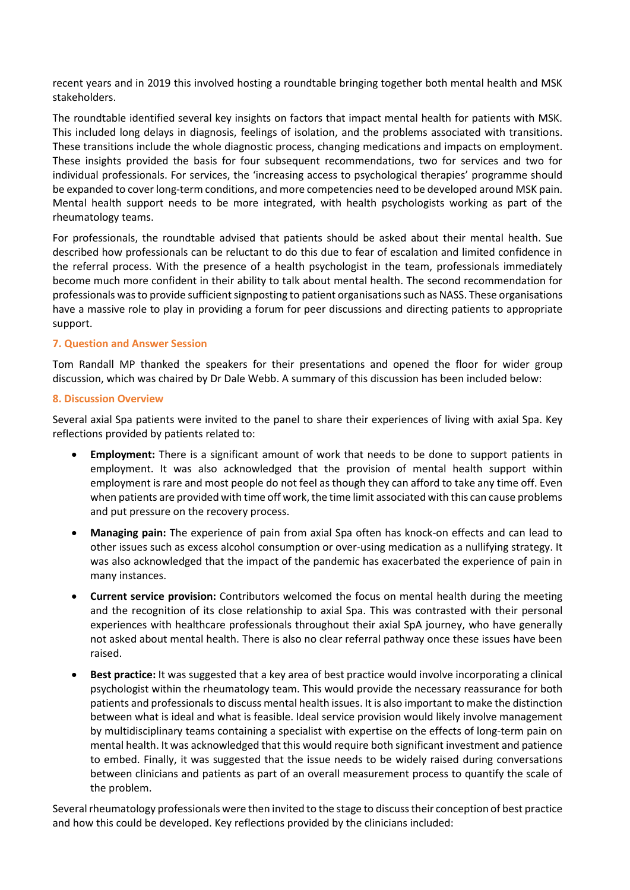recent years and in 2019 this involved hosting a roundtable bringing together both mental health and MSK stakeholders.

The roundtable identified several key insights on factors that impact mental health for patients with MSK. This included long delays in diagnosis, feelings of isolation, and the problems associated with transitions. These transitions include the whole diagnostic process, changing medications and impacts on employment. These insights provided the basis for four subsequent recommendations, two for services and two for individual professionals. For services, the 'increasing access to psychological therapies' programme should be expanded to cover long-term conditions, and more competencies need to be developed around MSK pain. Mental health support needs to be more integrated, with health psychologists working as part of the rheumatology teams.

For professionals, the roundtable advised that patients should be asked about their mental health. Sue described how professionals can be reluctant to do this due to fear of escalation and limited confidence in the referral process. With the presence of a health psychologist in the team, professionals immediately become much more confident in their ability to talk about mental health. The second recommendation for professionals was to provide sufficient signposting to patient organisations such as NASS. These organisations have a massive role to play in providing a forum for peer discussions and directing patients to appropriate support.

## 7. Question and Answer Session

Tom Randall MP thanked the speakers for their presentations and opened the floor for wider group discussion, which was chaired by Dr Dale Webb. A summary of this discussion has been included below:

## 8. Discussion Overview

Several axial Spa patients were invited to the panel to share their experiences of living with axial Spa. Key reflections provided by patients related to:

- **Employment:** There is a significant amount of work that needs to be done to support patients in employment. It was also acknowledged that the provision of mental health support within employment is rare and most people do not feel as though they can afford to take any time off. Even when patients are provided with time off work, the time limit associated with this can cause problems and put pressure on the recovery process.
- **Managing pain:** The experience of pain from axial Spa often has knock-on effects and can lead to other issues such as excess alcohol consumption or over-using medication as a nullifying strategy. It was also acknowledged that the impact of the pandemic has exacerbated the experience of pain in many instances.
- **Current service provision:** Contributors welcomed the focus on mental health during the meeting and the recognition of its close relationship to axial Spa. This was contrasted with their personal experiences with healthcare professionals throughout their axial SpA journey, who have generally not asked about mental health. There is also no clear referral pathway once these issues have been raised.
- **Best practice:** It was suggested that a key area of best practice would involve incorporating a clinical psychologist within the rheumatology team. This would provide the necessary reassurance for both patients and professionals to discuss mental health issues. It is also important to make the distinction between what is ideal and what is feasible. Ideal service provision would likely involve management by multidisciplinary teams containing a specialist with expertise on the effects of long-term pain on mental health. It was acknowledged that this would require both significant investment and patience to embed. Finally, it was suggested that the issue needs to be widely raised during conversations between clinicians and patients as part of an overall measurement process to quantify the scale of the problem.

Several rheumatology professionals were then invited to the stage to discuss their conception of best practice and how this could be developed. Key reflections provided by the clinicians included: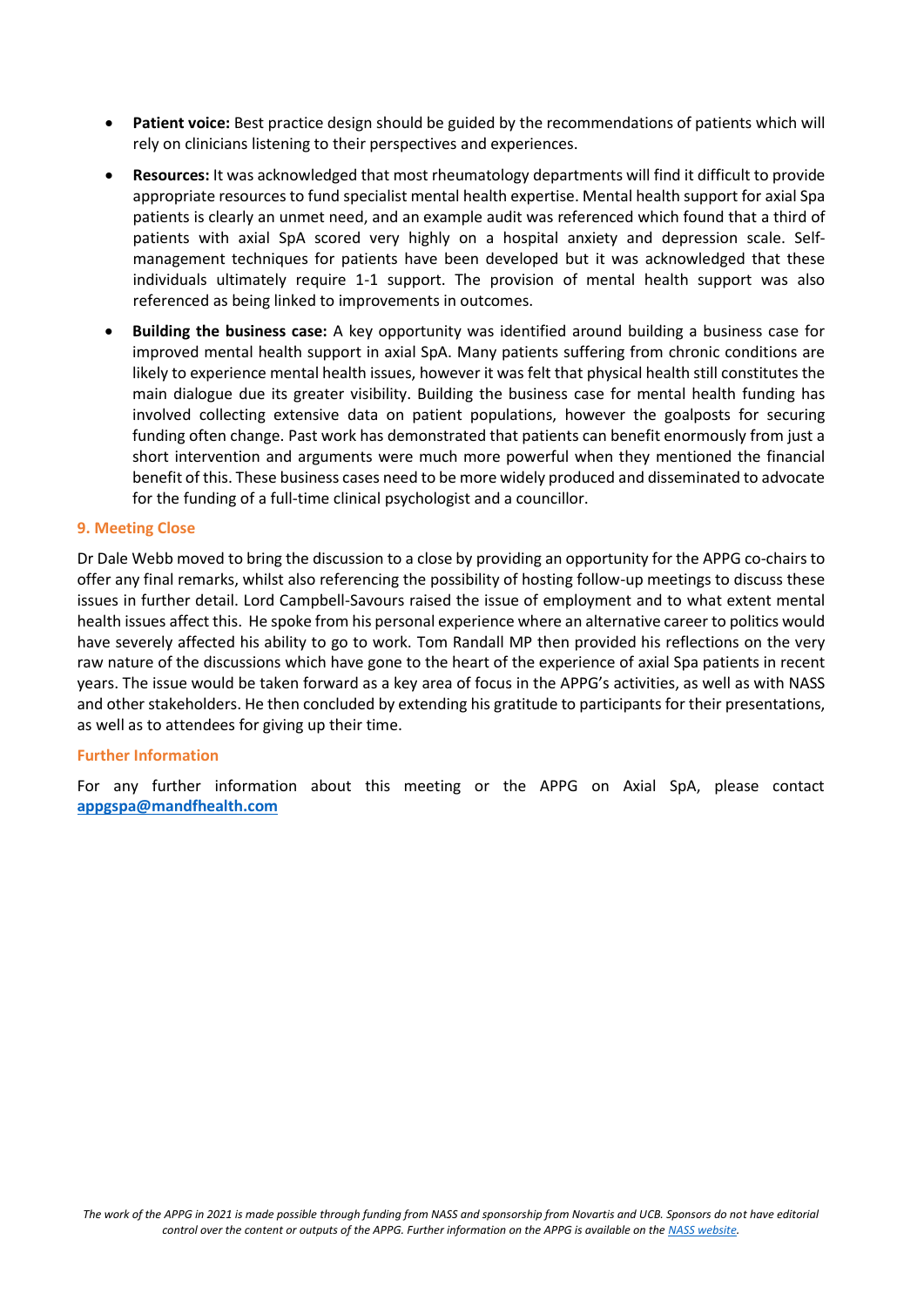- **Patient voice:** Best practice design should be guided by the recommendations of patients which will rely on clinicians listening to their perspectives and experiences.
- **Resources:** It was acknowledged that most rheumatology departments will find it difficult to provide appropriate resources to fund specialist mental health expertise. Mental health support for axial Spa patients is clearly an unmet need, and an example audit was referenced which found that a third of patients with axial SpA scored very highly on a hospital anxiety and depression scale. Self-management techniques for patients have been developed but it was acknowledged that these individuals ultimately require 1-1 support. The provision of mental health support was also referenced as being linked to improvements in outcomes.
- **Building the business case:** A key opportunity was identified around building a business case for improved mental health support in axial SpA. Many patients suffering from chronic conditions are likely to experience mental health issues, however it was felt that physical health still constitutes the main dialogue due its greater visibility. Building the business case for mental health funding has involved collecting extensive data on patient populations, however the goalposts for securing funding often change. Past work has demonstrated that patients can benefit enormously from just a short intervention and arguments were much more powerful when they mentioned the financial benefit of this. These business cases need to be more widely produced and disseminated to advocate for the funding of a full-time clinical psychologist and a councillor.

### 9. Meeting Close

Dr Dale Webb moved to bring the discussion to a close by providing an opportunity for the APPG co-chairs to offer any final remarks, whilst also referencing the possibility of hosting follow-up meetings to discuss these issues in further detail. Lord Campbell-Savours raised the issue of employment and to what extent mental health issues affect this. He spoke from his personal experience where an alternative career to politics would have severely affected his ability to go to work. Tom Randall MP then provided his reflections on the very raw nature of the discussions which have gone to the heart of the experience of axial Spa patients in recent years. The issue would be taken forward as a key area of focus in the APPG's activities, as well as with NASS and other stakeholders. He then concluded by extending his gratitude to participants for their presentations, as well as to attendees for giving up their time.

### Further Information

For any further information about this meeting or the APPG on Axial SpA, please contact **appgspa@mandfhealth.com**

*The work of the APPG in 2021 is made possible through funding from NASS and sponsorship from Novartis and UCB. Sponsors do not have editorial control over the content or outputs of the APPG. Further information on the APPG is available on the NASS website.*